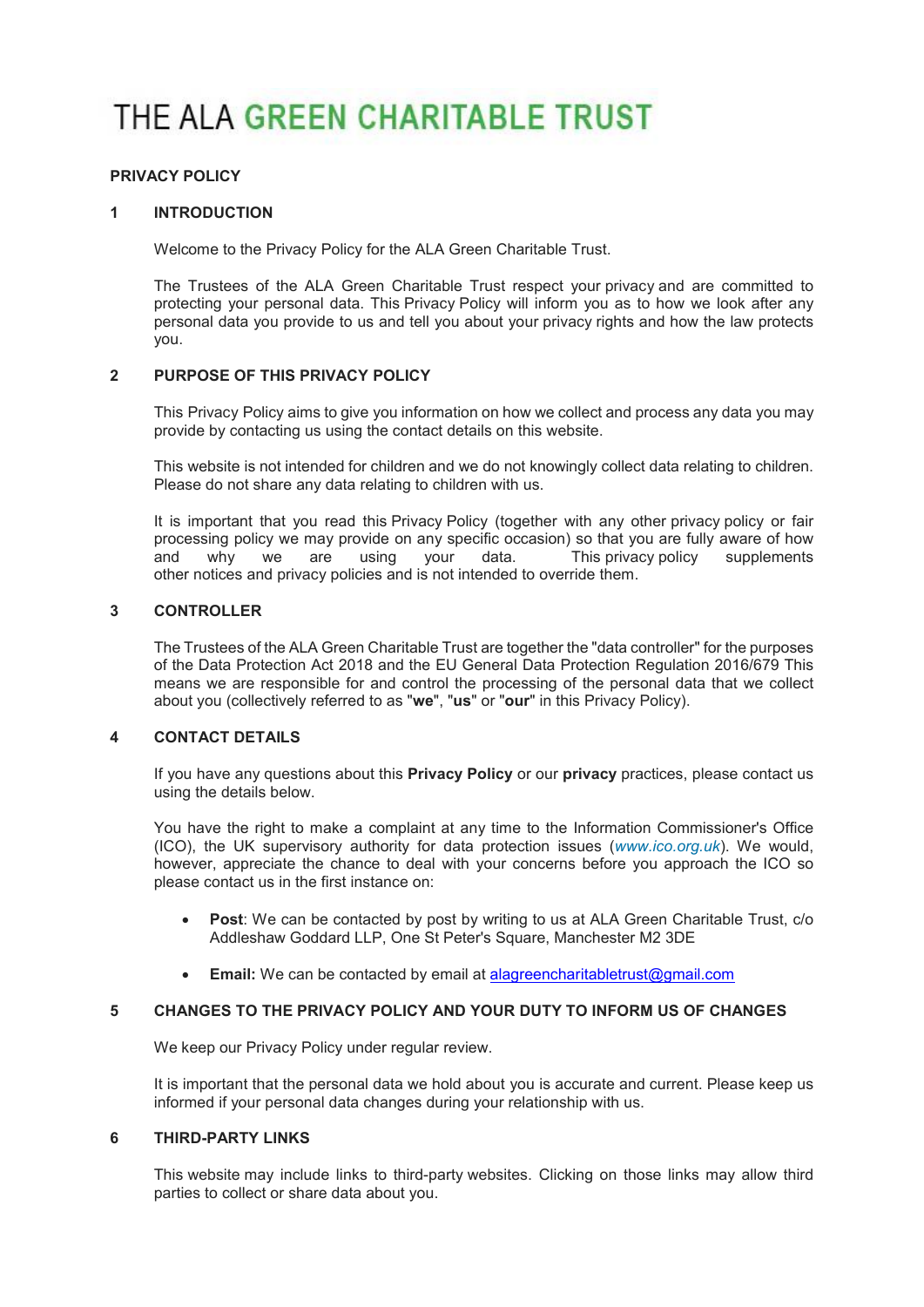# THE ALA GREEN CHARITABLE TRUST

**PRIVACY POLICY**

## 1 INTRODUCTION

Welcome to the Privacy Policy for the ALA Green Charitable Trust.

The Trustees of the ALA Green Charitable Trust respect your privacy and are committed to protecting your personal data. This Privacy Policy will inform you as to how we look after any personal data you provide to us and tell you about your privacy rights and how the law protects you.

## 2 PURPOSE OF THIS PRIVACY POLICY

This Privacy Policy aims to give you information on how we collect and process any data you may provide by contacting us using the contact details on this website.

This website is not intended for children and we do not knowingly collect data relating to children. Please do not share any data relating to children with us.

It is important that you read this Privacy Policy (together with any other privacy policy or fair processing policy we may provide on any specific occasion) so that you are fully aware of how and why we are using your data. This privacy policy supplements other notices and privacy policies and is not intended to override them.

## 3 CONTROLLER

The Trustees of the ALA Green Charitable Trust are together the "data controller" for the purposes of the Data Protection Act 2018 and the EU General Data Protection Regulation 2016/679 This means we are responsible for and control the processing of the personal data that we collect about you (collectively referred to as "**we**", "**us**" or "**our**" in this Privacy Policy).

## 4 CONTACT DETAILS

If you have any questions about this **Privacy Policy** or our **privacy** practices, please contact us using the details below.

You have the right to make a complaint at any time to the Information Commissioner's Office (ICO), the UK supervisory authority for data protection issues (*www.ico.org.uk*). We would, however, appreciate the chance to deal with your concerns before you approach the ICO so please contact us in the first instance on:

- **Post**: We can be contacted by post by writing to us at ALA Green Charitable Trust, c/o Addleshaw Goddard LLP, One St Peter's Square, Manchester M2 3DE
- **Email:** We can be contacted by email at alagreencharitabletrust@gmail.com

## 5 CHANGES TO THE PRIVACY POLICY AND YOUR DUTY TO INFORM US OF CHANGES

We keep our Privacy Policy under regular review.

It is important that the personal data we hold about you is accurate and current. Please keep us informed if your personal data changes during your relationship with us.

## 6 THIRD-PARTY LINKS

This website may include links to third-party websites. Clicking on those links may allow third parties to collect or share data about you.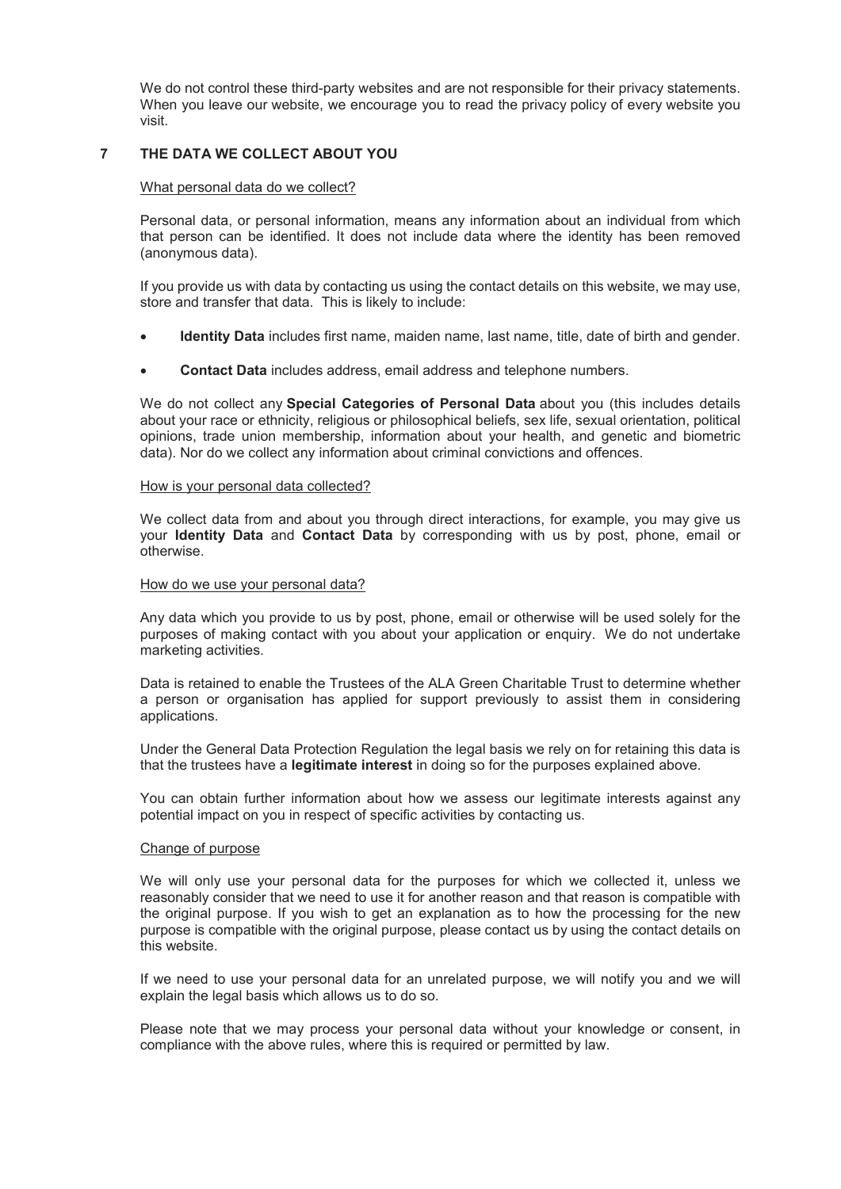We do not control these third-party websites and are not responsible for their privacy statements. When you leave our website, we encourage you to read the privacy policy of every website you visit.

## 7 THE DATA WE COLLECT ABOUT YOU

What personal data do we collect?

Personal data, or personal information, means any information about an individual from which that person can be identified. It does not include data where the identity has been removed (anonymous data).

If you provide us with data by contacting us using the contact details on this website, we may use, store and transfer that data. This is likely to include:

- **Identity Data** includes first name, maiden name, last name, title, date of birth and gender.
- **Contact Data** includes address, email address and telephone numbers.

We do not collect any **Special Categories of Personal Data** about you (this includes details about your race or ethnicity, religious or philosophical beliefs, sex life, sexual orientation, political opinions, trade union membership, information about your health, and genetic and biometric data). Nor do we collect any information about criminal convictions and offences.

How is your personal data collected?

We collect data from and about you through direct interactions, for example, you may give us your **Identity Data** and **Contact Data** by corresponding with us by post, phone, email or otherwise.

How do we use your personal data?

Any data which you provide to us by post, phone, email or otherwise will be used solely for the purposes of making contact with you about your application or enquiry. We do not undertake marketing activities.

Data is retained to enable the Trustees of the ALA Green Charitable Trust to determine whether a person or organisation has applied for support previously to assist them in considering applications.

Under the General Data Protection Regulation the legal basis we rely on for retaining this data is that the trustees have a **legitimate interest** in doing so for the purposes explained above.

You can obtain further information about how we assess our legitimate interests against any potential impact on you in respect of specific activities by contacting us.

Change of purpose

We will only use your personal data for the purposes for which we collected it, unless we reasonably consider that we need to use it for another reason and that reason is compatible with the original purpose. If you wish to get an explanation as to how the processing for the new purpose is compatible with the original purpose, please contact us by using the contact details on this website.

If we need to use your personal data for an unrelated purpose, we will notify you and we will explain the legal basis which allows us to do so.

Please note that we may process your personal data without your knowledge or consent, in compliance with the above rules, where this is required or permitted by law.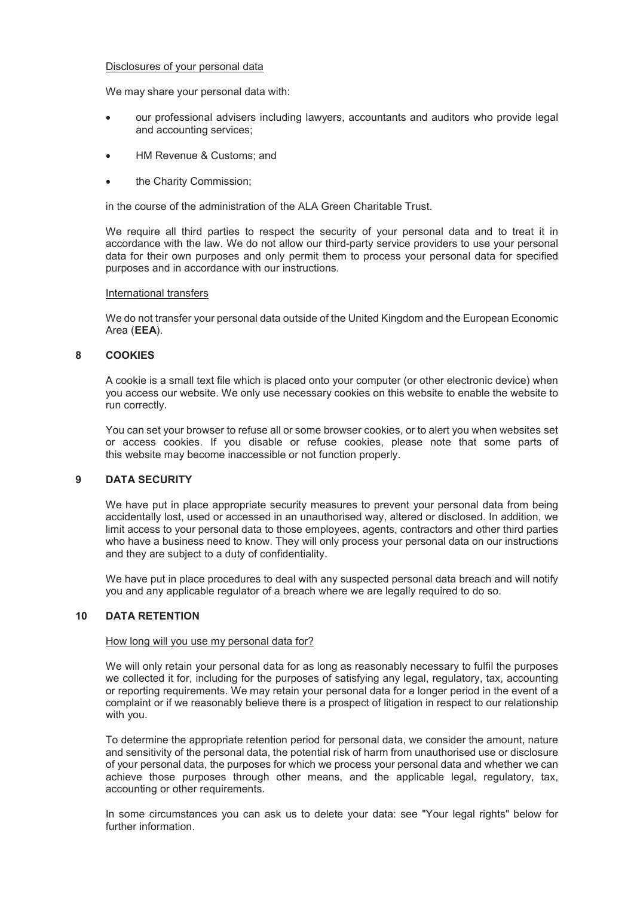Disclosures of your personal data

We may share your personal data with:

- our professional advisers including lawyers, accountants and auditors who provide legal and accounting services;
- HM Revenue & Customs; and
- the Charity Commission;

in the course of the administration of the ALA Green Charitable Trust.

We require all third parties to respect the security of your personal data and to treat it in accordance with the law. We do not allow our third-party service providers to use your personal data for their own purposes and only permit them to process your personal data for specified purposes and in accordance with our instructions.

International transfers

We do not transfer your personal data outside of the United Kingdom and the European Economic Area (**EEA**).

## 8 COOKIES

A cookie is a small text file which is placed onto your computer (or other electronic device) when you access our website. We only use necessary cookies on this website to enable the website to run correctly.

You can set your browser to refuse all or some browser cookies, or to alert you when websites set or access cookies. If you disable or refuse cookies, please note that some parts of this website may become inaccessible or not function properly.

## 9 DATA SECURITY

We have put in place appropriate security measures to prevent your personal data from being accidentally lost, used or accessed in an unauthorised way, altered or disclosed. In addition, we limit access to your personal data to those employees, agents, contractors and other third parties who have a business need to know. They will only process your personal data on our instructions and they are subject to a duty of confidentiality.

We have put in place procedures to deal with any suspected personal data breach and will notify you and any applicable regulator of a breach where we are legally required to do so.

## 10 DATA RETENTION

How long will you use my personal data for?

We will only retain your personal data for as long as reasonably necessary to fulfil the purposes we collected it for, including for the purposes of satisfying any legal, regulatory, tax, accounting or reporting requirements. We may retain your personal data for a longer period in the event of a complaint or if we reasonably believe there is a prospect of litigation in respect to our relationship with you.

To determine the appropriate retention period for personal data, we consider the amount, nature and sensitivity of the personal data, the potential risk of harm from unauthorised use or disclosure of your personal data, the purposes for which we process your personal data and whether we can achieve those purposes through other means, and the applicable legal, regulatory, tax, accounting or other requirements.

In some circumstances you can ask us to delete your data: see "Your legal rights" below for further information.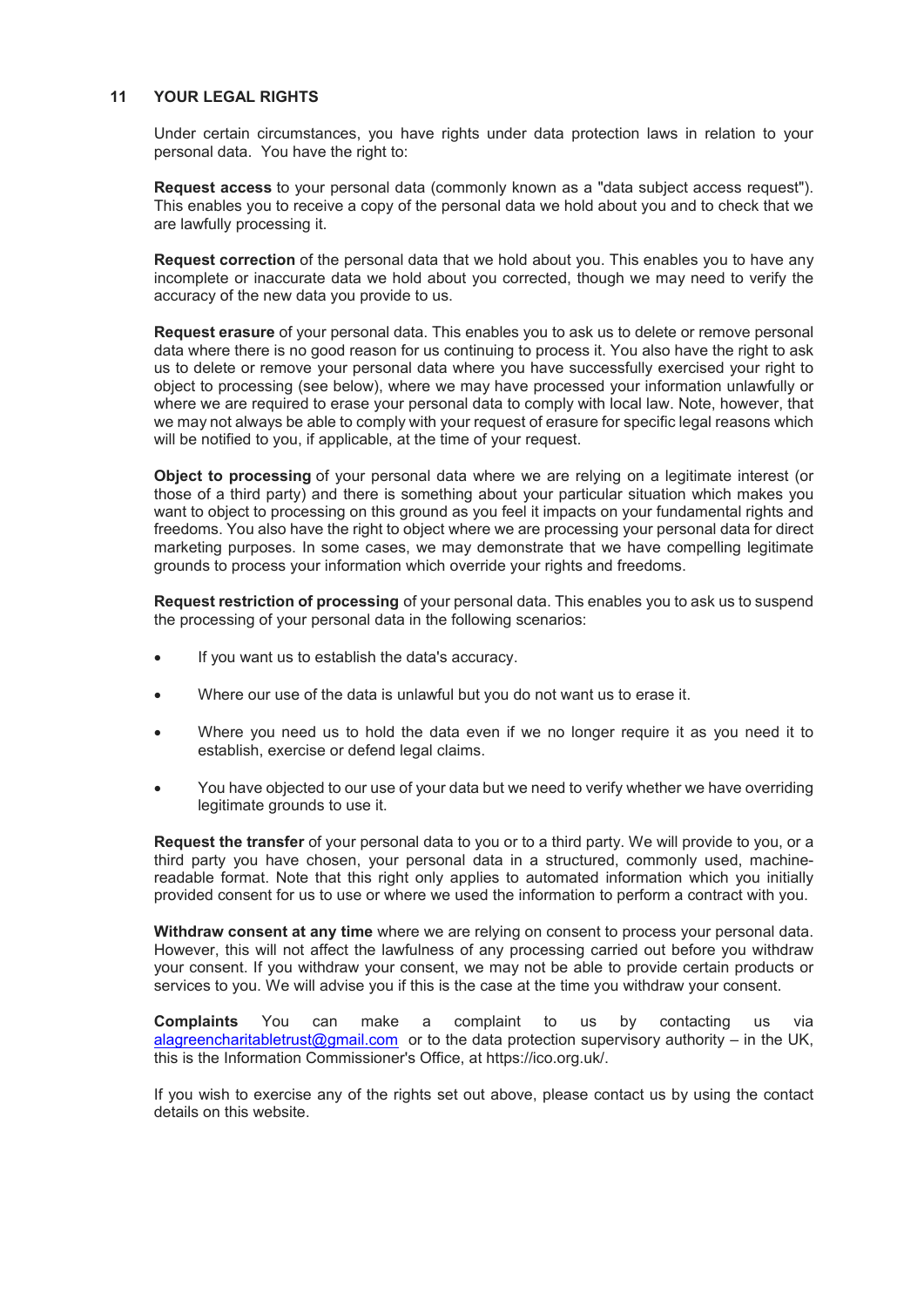## 11 YOUR LEGAL RIGHTS

Under certain circumstances, you have rights under data protection laws in relation to your personal data. You have the right to:

**Request access** to your personal data (commonly known as a "data subject access request"). This enables you to receive a copy of the personal data we hold about you and to check that we are lawfully processing it.

**Request correction** of the personal data that we hold about you. This enables you to have any incomplete or inaccurate data we hold about you corrected, though we may need to verify the accuracy of the new data you provide to us.

**Request erasure** of your personal data. This enables you to ask us to delete or remove personal data where there is no good reason for us continuing to process it. You also have the right to ask us to delete or remove your personal data where you have successfully exercised your right to object to processing (see below), where we may have processed your information unlawfully or where we are required to erase your personal data to comply with local law. Note, however, that we may not always be able to comply with your request of erasure for specific legal reasons which will be notified to you, if applicable, at the time of your request.

**Object to processing** of your personal data where we are relying on a legitimate interest (or those of a third party) and there is something about your particular situation which makes you want to object to processing on this ground as you feel it impacts on your fundamental rights and freedoms. You also have the right to object where we are processing your personal data for direct marketing purposes. In some cases, we may demonstrate that we have compelling legitimate grounds to process your information which override your rights and freedoms.

**Request restriction of processing** of your personal data. This enables you to ask us to suspend the processing of your personal data in the following scenarios:

- If you want us to establish the data's accuracy.
- Where our use of the data is unlawful but you do not want us to erase it.
- Where you need us to hold the data even if we no longer require it as you need it to establish, exercise or defend legal claims.
- You have objected to our use of your data but we need to verify whether we have overriding legitimate grounds to use it.

**Request the transfer** of your personal data to you or to a third party. We will provide to you, or a third party you have chosen, your personal data in a structured, commonly used, machine-readable format. Note that this right only applies to automated information which you initially provided consent for us to use or where we used the information to perform a contract with you.

**Withdraw consent at any time** where we are relying on consent to process your personal data. However, this will not affect the lawfulness of any processing carried out before you withdraw your consent. If you withdraw your consent, we may not be able to provide certain products or services to you. We will advise you if this is the case at the time you withdraw your consent.

**Complaints** You can make a complaint to us by contacting us via alagreencharitabletrust@gmail.com or to the data protection supervisory authority – in the UK, this is the Information Commissioner's Office, at https://ico.org.uk/.

If you wish to exercise any of the rights set out above, please contact us by using the contact details on this website.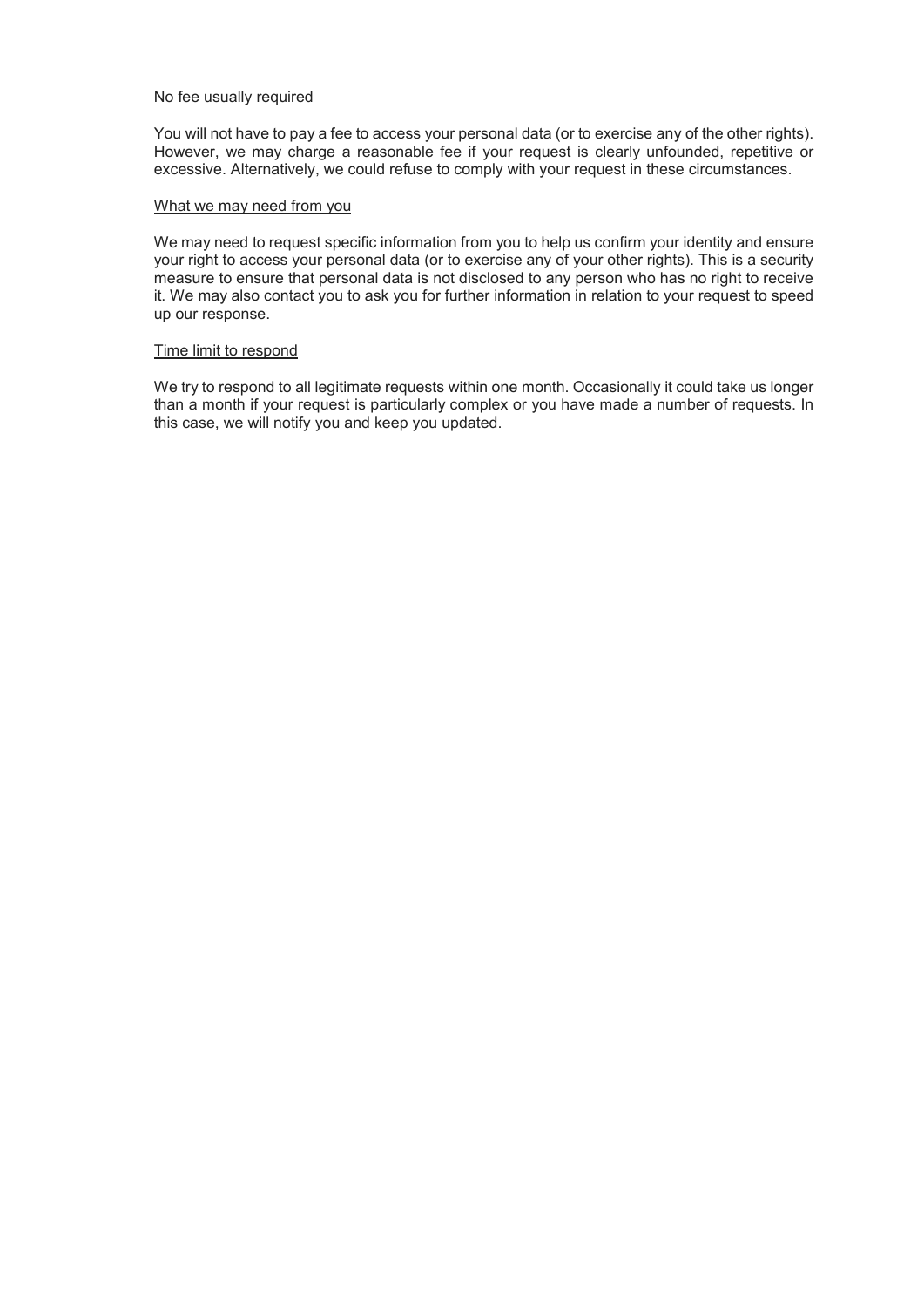No fee usually required

You will not have to pay a fee to access your personal data (or to exercise any of the other rights). However, we may charge a reasonable fee if your request is clearly unfounded, repetitive or excessive. Alternatively, we could refuse to comply with your request in these circumstances.

What we may need from you

We may need to request specific information from you to help us confirm your identity and ensure your right to access your personal data (or to exercise any of your other rights). This is a security measure to ensure that personal data is not disclosed to any person who has no right to receive it. We may also contact you to ask you for further information in relation to your request to speed up our response.

Time limit to respond

We try to respond to all legitimate requests within one month. Occasionally it could take us longer than a month if your request is particularly complex or you have made a number of requests. In this case, we will notify you and keep you updated.